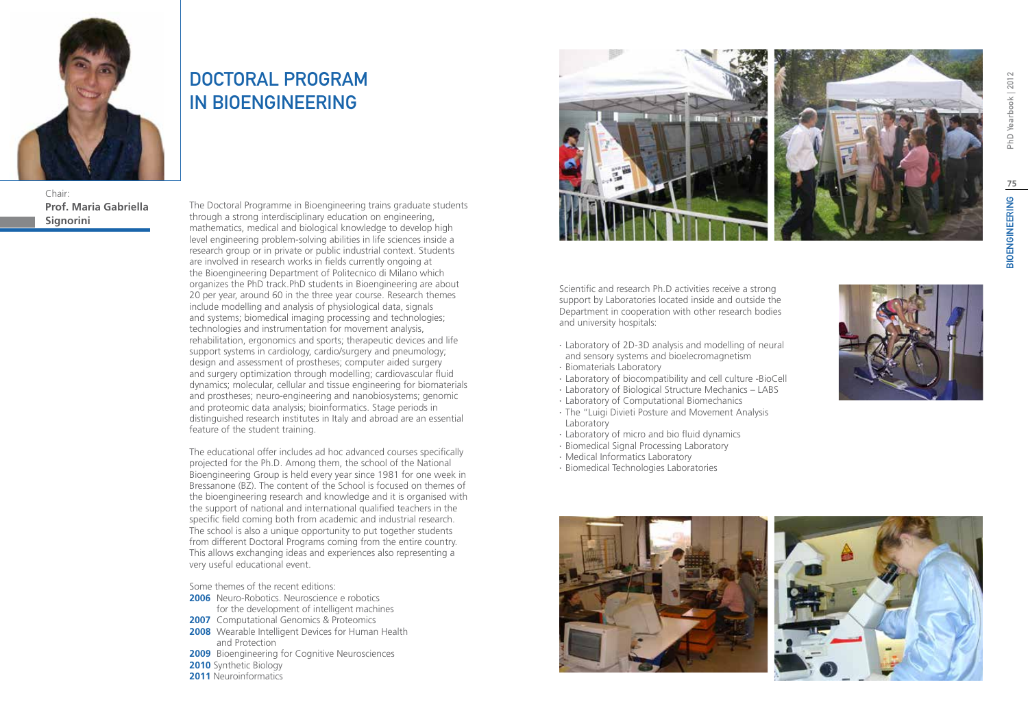# DOCTORAL PROGRAM IN BIOENGINEERING

Chair:
**Prof. Maria Gabriella Signorini**

The Doctoral Programme in Bioengineering trains graduate students through a strong interdisciplinary education on engineering, mathematics, medical and biological knowledge to develop high level engineering problem-solving abilities in life sciences inside a research group or in private or public industrial context. Students are involved in research works in fields currently ongoing at the Bioengineering Department of Politecnico di Milano which organizes the PhD track.PhD students in Bioengineering are about 20 per year, around 60 in the three year course. Research themes include modelling and analysis of physiological data, signals and systems; biomedical imaging processing and technologies; technologies and instrumentation for movement analysis, rehabilitation, ergonomics and sports; therapeutic devices and life support systems in cardiology, cardio/surgery and pneumology; design and assessment of prostheses; computer aided surgery and surgery optimization through modelling; cardiovascular fluid dynamics; molecular, cellular and tissue engineering for biomaterials and prostheses; neuro-engineering and nanobiosystems; genomic and proteomic data analysis; bioinformatics. Stage periods in distinguished research institutes in Italy and abroad are an essential feature of the student training.

The educational offer includes ad hoc advanced courses specifically projected for the Ph.D. Among them, the school of the National Bioengineering Group is held every year since 1981 for one week in Bressanone (BZ). The content of the School is focused on themes of the bioengineering research and knowledge and it is organised with the support of national and international qualified teachers in the specific field coming both from academic and industrial research. The school is also a unique opportunity to put together students from different Doctoral Programs coming from the entire country. This allows exchanging ideas and experiences also representing a very useful educational event.

Some themes of the recent editions:

**2006** Neuro-Robotics. Neuroscience e robotics for the development of intelligent machines
**2007** Computational Genomics & Proteomics
**2008** Wearable Intelligent Devices for Human Health and Protection
**2009** Bioengineering for Cognitive Neurosciences
**2010** Synthetic Biology
**2011** Neuroinformatics

Scientific and research Ph.D activities receive a strong support by Laboratories located inside and outside the Department in cooperation with other research bodies and university hospitals:

- Laboratory of 2D-3D analysis and modelling of neural and sensory systems and bioelecromagnetism
- Biomaterials Laboratory
- Laboratory of biocompatibility and cell culture -BioCell
- Laboratory of Biological Structure Mechanics – LABS
- Laboratory of Computational Biomechanics
- The "Luigi Divieti Posture and Movement Analysis Laboratory
- Laboratory of micro and bio fluid dynamics
- Biomedical Signal Processing Laboratory
- Medical Informatics Laboratory
- Biomedical Technologies Laboratories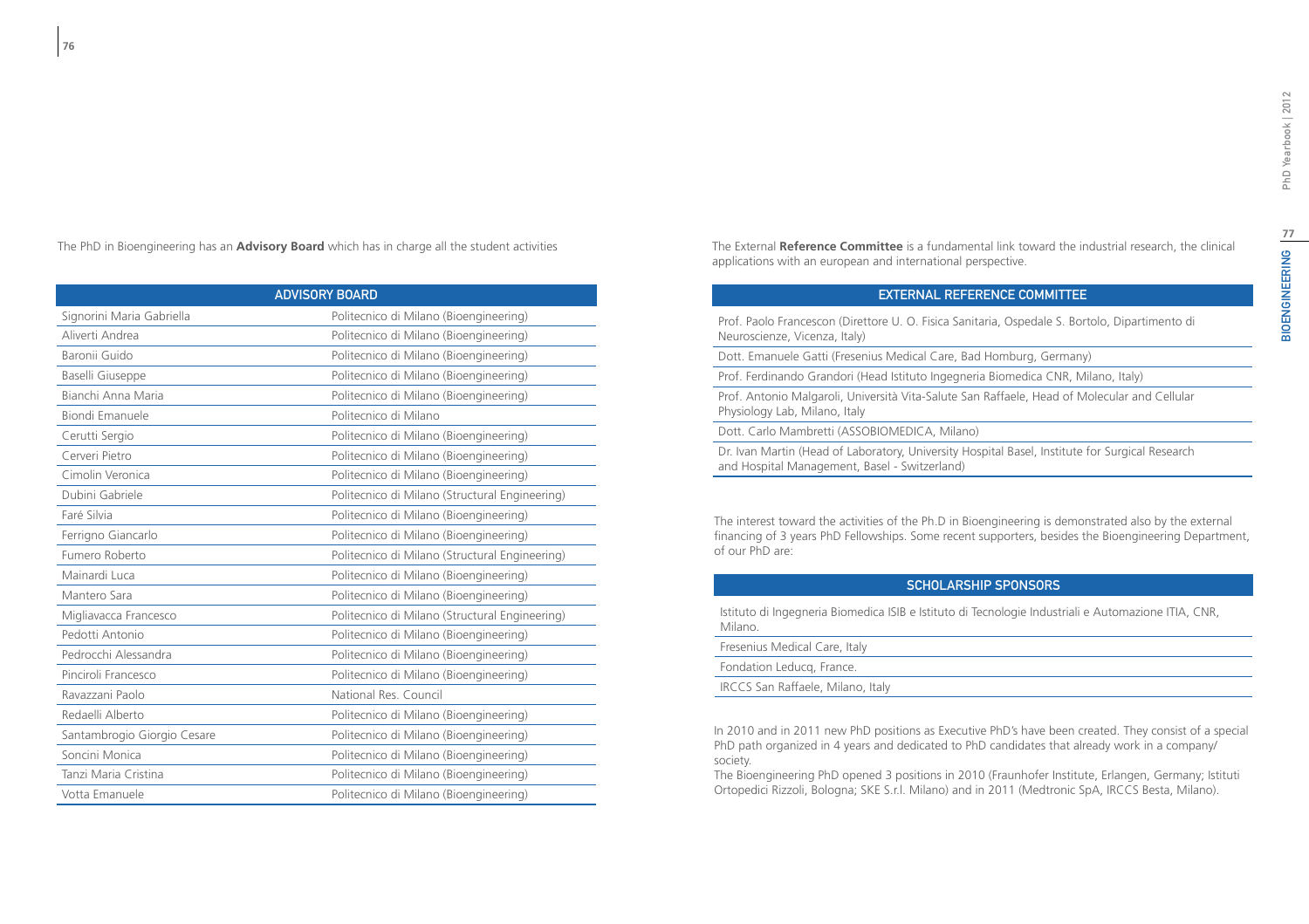The PhD in Bioengineering has an **Advisory Board** which has in charge all the student activities

| ADVISORY BOARD | |
|---|---|
| Signorini Maria Gabriella | Politecnico di Milano (Bioengineering) |
| Aliverti Andrea | Politecnico di Milano (Bioengineering) |
| Baronii Guido | Politecnico di Milano (Bioengineering) |
| Baselli Giuseppe | Politecnico di Milano (Bioengineering) |
| Bianchi Anna Maria | Politecnico di Milano (Bioengineering) |
| Biondi Emanuele | Politecnico di Milano |
| Cerutti Sergio | Politecnico di Milano (Bioengineering) |
| Cerveri Pietro | Politecnico di Milano (Bioengineering) |
| Cimolin Veronica | Politecnico di Milano (Bioengineering) |
| Dubini Gabriele | Politecnico di Milano (Structural Engineering) |
| Faré Silvia | Politecnico di Milano (Bioengineering) |
| Ferrigno Giancarlo | Politecnico di Milano (Bioengineering) |
| Fumero Roberto | Politecnico di Milano (Structural Engineering) |
| Mainardi Luca | Politecnico di Milano (Bioengineering) |
| Mantero Sara | Politecnico di Milano (Bioengineering) |
| Migliavacca Francesco | Politecnico di Milano (Structural Engineering) |
| Pedotti Antonio | Politecnico di Milano (Bioengineering) |
| Pedrocchi Alessandra | Politecnico di Milano (Bioengineering) |
| Pinciroli Francesco | Politecnico di Milano (Bioengineering) |
| Ravazzani Paolo | National Res. Council |
| Redaelli Alberto | Politecnico di Milano (Bioengineering) |
| Santambrogio Giorgio Cesare | Politecnico di Milano (Bioengineering) |
| Soncini Monica | Politecnico di Milano (Bioengineering) |
| Tanzi Maria Cristina | Politecnico di Milano (Bioengineering) |
| Votta Emanuele | Politecnico di Milano (Bioengineering) |

The External **Reference Committee** is a fundamental link toward the industrial research, the clinical applications with an european and international perspective.

| EXTERNAL REFERENCE COMMITTEE |
|---|
| Prof. Paolo Francescon (Direttore U. O. Fisica Sanitaria, Ospedale S. Bortolo, Dipartimento di Neuroscienze, Vicenza, Italy) |
| Dott. Emanuele Gatti (Fresenius Medical Care, Bad Homburg, Germany) |
| Prof. Ferdinando Grandori (Head Istituto Ingegneria Biomedica CNR, Milano, Italy) |
| Prof. Antonio Malgaroli, Università Vita-Salute San Raffaele, Head of Molecular and Cellular Physiology Lab, Milano, Italy |
| Dott. Carlo Mambretti (ASSOBIOMEDICA, Milano) |
| Dr. Ivan Martin (Head of Laboratory, University Hospital Basel, Institute for Surgical Research and Hospital Management, Basel - Switzerland) |

The interest toward the activities of the Ph.D in Bioengineering is demonstrated also by the external financing of 3 years PhD Fellowships. Some recent supporters, besides the Bioengineering Department, of our PhD are:

| SCHOLARSHIP SPONSORS |
|---|
| Istituto di Ingegneria Biomedica ISIB e Istituto di Tecnologie Industriali e Automazione ITIA, CNR, Milano. |
| Fresenius Medical Care, Italy |
| Fondation Leducq, France. |
| IRCCS San Raffaele, Milano, Italy |

In 2010 and in 2011 new PhD positions as Executive PhD's have been created. They consist of a special PhD path organized in 4 years and dedicated to PhD candidates that already work in a company/ society.

The Bioengineering PhD opened 3 positions in 2010 (Fraunhofer Institute, Erlangen, Germany; Istituti Ortopedici Rizzoli, Bologna; SKE S.r.l. Milano) and in 2011 (Medtronic SpA, IRCCS Besta, Milano).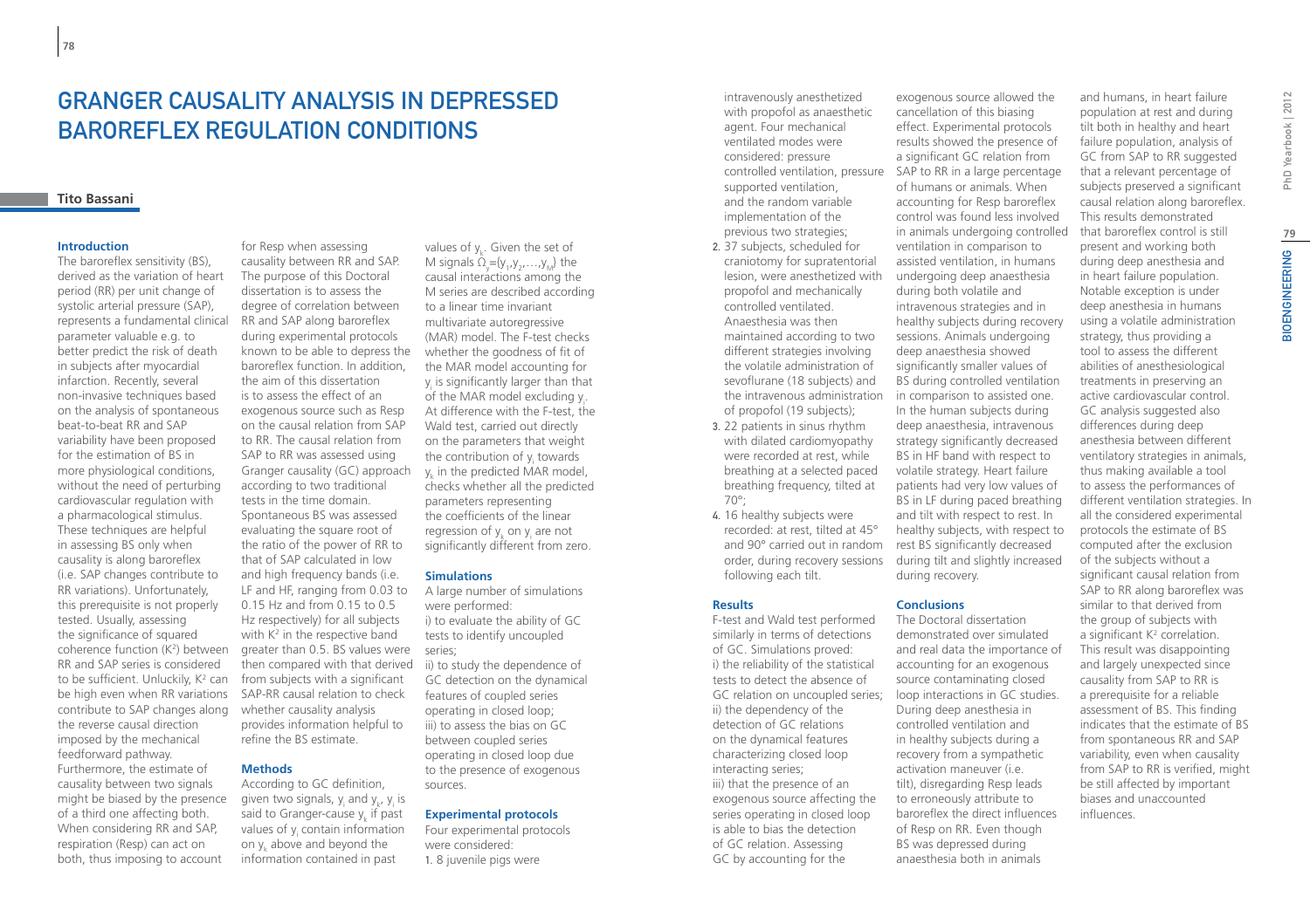# GRANGER CAUSALITY ANALYSIS IN DEPRESSED BAROREFLEX REGULATION CONDITIONS

**Tito Bassani**

### Introduction

The baroreflex sensitivity (BS), derived as the variation of heart period (RR) per unit change of systolic arterial pressure (SAP), represents a fundamental clinical parameter valuable e.g. to better predict the risk of death in subjects after myocardial infarction. Recently, several non-invasive techniques based on the analysis of spontaneous beat-to-beat RR and SAP variability have been proposed for the estimation of BS in more physiological conditions, without the need of perturbing cardiovascular regulation with a pharmacological stimulus. These techniques are helpful in assessing BS only when causality is along baroreflex (i.e. SAP changes contribute to RR variations). Unfortunately, this prerequisite is not properly tested. Usually, assessing the significance of squared coherence function ($K^2$) between RR and SAP series is considered to be sufficient. Unluckily, $K^2$ can be high even when RR variations contribute to SAP changes along the reverse causal direction imposed by the mechanical feedforward pathway. Furthermore, the estimate of causality between two signals might be biased by the presence of a third one affecting both. When considering RR and SAP, respiration (Resp) can act on both, thus imposing to account for Resp when assessing causality between RR and SAP. The purpose of this Doctoral dissertation is to assess the degree of correlation between RR and SAP along baroreflex during experimental protocols known to be able to depress the baroreflex function. In addition, the aim of this dissertation is to assess the effect of an exogenous source such as Resp on the causal relation from SAP to RR. The causal relation from SAP to RR was assessed using Granger causality (GC) approach according to two traditional tests in the time domain. Spontaneous BS was assessed evaluating the square root of the ratio of the power of RR to that of SAP calculated in low and high frequency bands (i.e. LF and HF, ranging from 0.03 to 0.15 Hz and from 0.15 to 0.5 Hz respectively) for all subjects with $K^2$ in the respective band greater than 0.5. BS values were then compared with that derived from subjects with a significant SAP-RR causal relation to check whether causality analysis provides information helpful to refine the BS estimate.

### Methods

According to GC definition, given two signals, $y_i$ and $y_k$, $y_i$ is said to Granger-cause $y_k$ if past values of $y_i$ contain information on $y_k$ above and beyond the information contained in past values of $y_k$. Given the set of M signals $\Omega_y=\{y_1,y_2,\ldots,y_M\}$ the causal interactions among the M series are described according to a linear time invariant multivariate autoregressive (MAR) model. The F-test checks whether the goodness of fit of the MAR model accounting for $y_i$ is significantly larger than that of the MAR model excluding $y_i$. At difference with the F-test, the Wald test, carried out directly on the parameters that weight the contribution of $y_i$ towards $y_k$ in the predicted MAR model, checks whether all the predicted parameters representing the coefficients of the linear regression of $y_k$ on $y_i$ are not significantly different from zero.

### Simulations

A large number of simulations were performed:
i) to evaluate the ability of GC tests to identify uncoupled series;
ii) to study the dependence of GC detection on the dynamical features of coupled series operating in closed loop;
iii) to assess the bias on GC between coupled series operating in closed loop due to the presence of exogenous sources.

### Experimental protocols

Four experimental protocols were considered:

1. 8 juvenile pigs were intravenously anesthetized with propofol as anaesthetic agent. Four mechanical ventilated modes were considered: pressure controlled ventilation, pressure supported ventilation, and the random variable implementation of the previous two strategies;
2. 37 subjects, scheduled for craniotomy for supratentorial lesion, were anesthetized with propofol and mechanically controlled ventilated. Anaesthesia was then maintained according to two different strategies involving the volatile administration of sevoflurane (18 subjects) and the intravenous administration of propofol (19 subjects);
3. 22 patients in sinus rhythm with dilated cardiomyopathy were recorded at rest, while breathing at a selected paced breathing frequency, tilted at 70°;
4. 16 healthy subjects were recorded: at rest, tilted at 45° and 90° carried out in random order, during recovery sessions following each tilt.

### Results

F-test and Wald test performed similarly in terms of detections of GC. Simulations proved:
i) the reliability of the statistical tests to detect the absence of GC relation on uncoupled series;
ii) the dependency of the detection of GC relations on the dynamical features characterizing closed loop interacting series;
iii) that the presence of an exogenous source affecting the series operating in closed loop is able to bias the detection of GC relation. Assessing GC by accounting for the exogenous source allowed the cancellation of this biasing effect. Experimental protocols results showed the presence of a significant GC relation from SAP to RR in a large percentage of humans or animals. When accounting for Resp baroreflex control was found less involved in animals undergoing controlled ventilation in comparison to assisted ventilation, in humans undergoing deep anaesthesia during both volatile and intravenous strategies and in healthy subjects during recovery sessions. Animals undergoing deep anaesthesia showed significantly smaller values of BS during controlled ventilation in comparison to assisted one. In the human subjects during deep anaesthesia, intravenous strategy significantly decreased BS in HF band with respect to volatile strategy. Heart failure patients had very low values of BS in LF during paced breathing and tilt with respect to rest. In healthy subjects, with respect to rest BS significantly decreased during tilt and slightly increased during recovery.

### Conclusions

The Doctoral dissertation demonstrated over simulated and real data the importance of accounting for an exogenous source contaminating closed loop interactions in GC studies. During deep anesthesia in controlled ventilation and in healthy subjects during a recovery from a sympathetic activation maneuver (i.e. tilt), disregarding Resp leads to erroneously attribute to baroreflex the direct influences of Resp on RR. Even though BS was depressed during anaesthesia both in animals and humans, in heart failure population at rest and during tilt both in healthy and heart failure population, analysis of GC from SAP to RR suggested that a relevant percentage of subjects preserved a significant causal relation along baroreflex. This results demonstrated that baroreflex control is still present and working both during deep anesthesia and in heart failure population. Notable exception is under deep anesthesia in humans using a volatile administration strategy, thus providing a tool to assess the different abilities of anesthesiological treatments in preserving an active cardiovascular control. GC analysis suggested also differences during deep anesthesia between different ventilatory strategies in animals, thus making available a tool to assess the performances of different ventilation strategies. In all the considered experimental protocols the estimate of BS computed after the exclusion of the subjects without a significant causal relation from SAP to RR along baroreflex was similar to that derived from the group of subjects with a significant $K^2$ correlation. This result was disappointing and largely unexpected since causality from SAP to RR is a prerequisite for a reliable assessment of BS. This finding indicates that the estimate of BS from spontaneous RR and SAP variability, even when causality from SAP to RR is verified, might be still affected by important biases and unaccounted influences.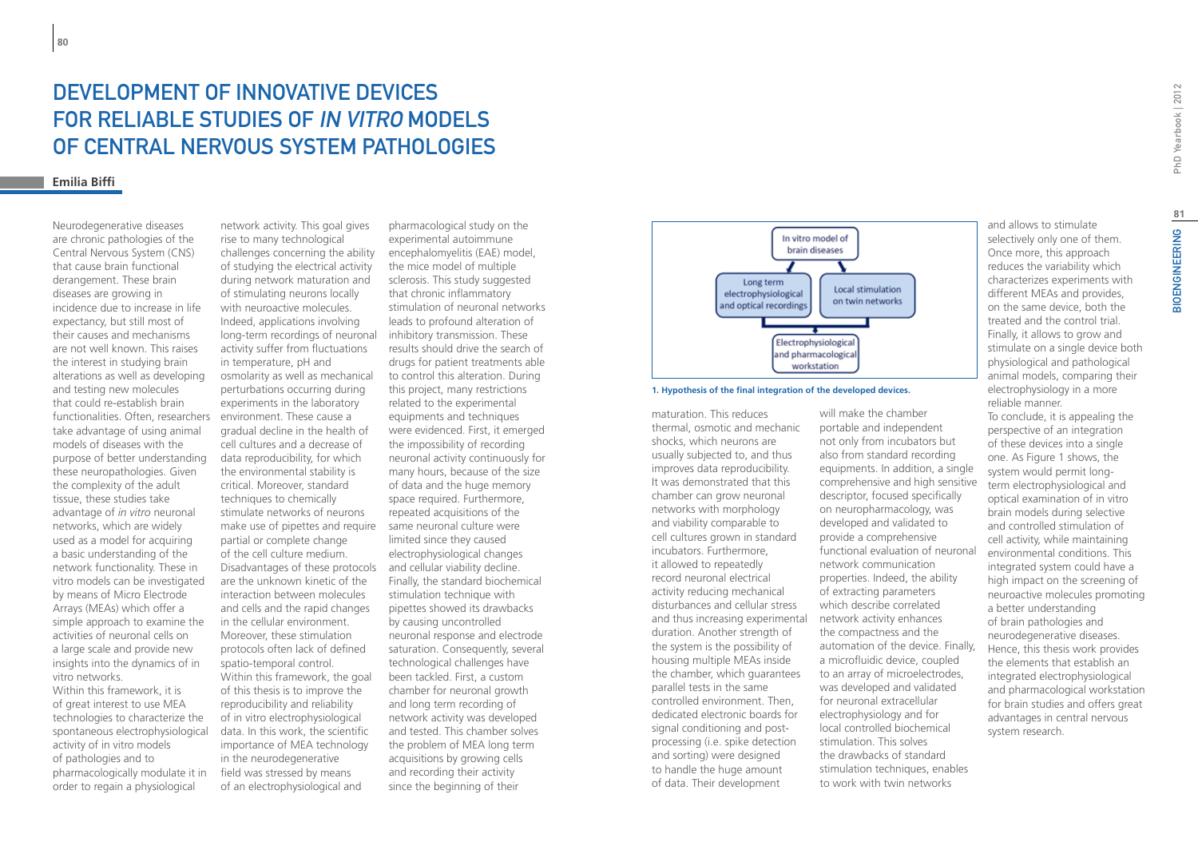# Development of Innovative Devices for Reliable Studies of *In Vitro* Models of Central Nervous System Pathologies

**Emilia Biffi**

Neurodegenerative diseases are chronic pathologies of the Central Nervous System (CNS) that cause brain functional derangement. These brain diseases are growing in incidence due to increase in life expectancy, but still most of their causes and mechanisms are not well known. This raises the interest in studying brain alterations as well as developing and testing new molecules that could re-establish brain functionalities. Often, researchers take advantage of using animal models of diseases with the purpose of better understanding these neuropathologies. Given the complexity of the adult tissue, these studies take advantage of *in vitro* neuronal networks, which are widely used as a model for acquiring a basic understanding of the network functionality. These in vitro models can be investigated by means of Micro Electrode Arrays (MEAs) which offer a simple approach to examine the activities of neuronal cells on a large scale and provide new insights into the dynamics of in vitro networks.

Within this framework, it is of great interest to use MEA technologies to characterize the spontaneous electrophysiological activity of in vitro models of pathologies and to pharmacologically modulate it in order to regain a physiological network activity. This goal gives rise to many technological challenges concerning the ability of studying the electrical activity during network maturation and of stimulating neurons locally with neuroactive molecules. Indeed, applications involving long-term recordings of neuronal activity suffer from fluctuations in temperature, pH and osmolarity as well as mechanical perturbations occurring during experiments in the laboratory environment. These cause a gradual decline in the health of cell cultures and a decrease of data reproducibility, for which the environmental stability is critical. Moreover, standard techniques to chemically stimulate networks of neurons make use of pipettes and require partial or complete change of the cell culture medium. Disadvantages of these protocols are the unknown kinetic of the interaction between molecules and cells and the rapid changes in the cellular environment. Moreover, these stimulation protocols often lack of defined spatio-temporal control.

Within this framework, the goal of this thesis is to improve the reproducibility and reliability of in vitro electrophysiological data. In this work, the scientific importance of MEA technology in the neurodegenerative field was stressed by means of an electrophysiological and pharmacological study on the experimental autoimmune encephalomyelitis (EAE) model, the mice model of multiple sclerosis. This study suggested that chronic inflammatory stimulation of neuronal networks leads to profound alteration of inhibitory transmission. These results should drive the search of drugs for patient treatments able to control this alteration. During this project, many restrictions related to the experimental equipments and techniques were evidenced. First, it emerged the impossibility of recording neuronal activity continuously for many hours, because of the size of data and the huge memory space required. Furthermore, repeated acquisitions of the same neuronal culture were limited since they caused electrophysiological changes and cellular viability decline. Finally, the standard biochemical stimulation technique with pipettes showed its drawbacks by causing uncontrolled neuronal response and electrode saturation. Consequently, several technological challenges have been tackled. First, a custom chamber for neuronal growth and long term recording of network activity was developed and tested. This chamber solves the problem of MEA long term acquisitions by growing cells and recording their activity since the beginning of their maturation. This reduces thermal, osmotic and mechanic shocks, which neurons are usually subjected to, and thus improves data reproducibility. It was demonstrated that this chamber can grow neuronal networks with morphology and viability comparable to cell cultures grown in standard incubators. Furthermore, it allowed to repeatedly record neuronal electrical activity reducing mechanical disturbances and cellular stress and thus increasing experimental duration. Another strength of the system is the possibility of housing multiple MEAs inside the chamber, which guarantees parallel tests in the same controlled environment. Then, dedicated electronic boards for signal conditioning and post-processing (i.e. spike detection and sorting) were designed to handle the huge amount of data. Their development will make the chamber portable and independent not only from incubators but also from standard recording equipments. In addition, a single comprehensive and high sensitive descriptor, focused specifically on neuropharmacology, was developed and validated to provide a comprehensive functional evaluation of neuronal network communication properties. Indeed, the ability of extracting parameters which describe correlated network activity enhances the compactness and the automation of the device. Finally, a microfluidic device, coupled to an array of microelectrodes, was developed and validated for neuronal extracellular electrophysiology and for local controlled biochemical stimulation. This solves the drawbacks of standard stimulation techniques, enables to work with twin networks and allows to stimulate selectively only one of them. Once more, this approach reduces the variability which characterizes experiments with different MEAs and provides, on the same device, both the treated and the control trial. Finally, it allows to grow and stimulate on a single device both physiological and pathological animal models, comparing their electrophysiology in a more reliable manner.

To conclude, it is appealing the perspective of an integration of these devices into a single one. As Figure 1 shows, the system would permit long-term electrophysiological and optical examination of in vitro brain models during selective and controlled stimulation of cell activity, while maintaining environmental conditions. This integrated system could have a high impact on the screening of neuroactive molecules promoting a better understanding of brain pathologies and neurodegenerative diseases. Hence, this thesis work provides the elements that establish an integrated electrophysiological and pharmacological workstation for brain studies and offers great advantages in central nervous system research.

In vitro model of brain diseases → Long term electrophysiological and optical recordings / Local stimulation on twin networks → Electrophysiological and pharmacological workstation

**1. Hypothesis of the final integration of the developed devices.**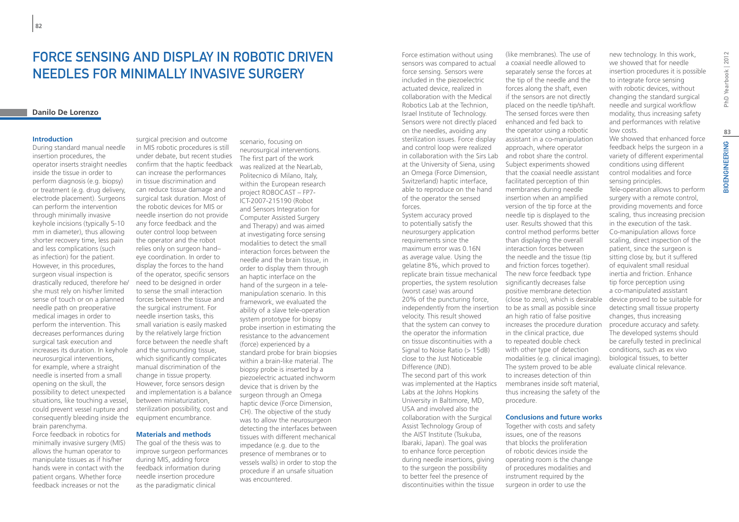# Force Sensing and Display in Robotic Driven Needles for Minimally Invasive Surgery

**Danilo De Lorenzo**

### Introduction

During standard manual needle insertion procedures, the operator inserts straight needles inside the tissue in order to perform diagnosis (e.g. biopsy) or treatment (e.g. drug delivery, electrode placement). Surgeons can perform the intervention through minimally invasive keyhole incisions (typically 5-10 mm in diameter), thus allowing shorter recovery time, less pain and less complications (such as infection) for the patient. However, in this procedures, surgeon visual inspection is drastically reduced, therefore he/she must rely on his/her limited sense of touch or on a planned needle path on preoperative medical images in order to perform the intervention. This decreases performances during surgical task execution and increases its duration. In keyhole neurosurgical interventions, for example, where a straight needle is inserted from a small opening on the skull, the possibility to detect unexpected situations, like touching a vessel, could prevent vessel rupture and consequently bleeding inside the brain parenchyma.

Force feedback in robotics for minimally invasive surgery (MIS) allows the human operator to manipulate tissues as if his/her hands were in contact with the patient organs. Whether force feedback increases or not the surgical precision and outcome in MIS robotic procedures is still under debate, but recent studies confirm that the haptic feedback can increase the performances in tissue discrimination and can reduce tissue damage and surgical task duration. Most of the robotic devices for MIS or needle insertion do not provide any force feedback and the outer control loop between the operator and the robot relies only on surgeon hand–eye coordination. In order to display the forces to the hand of the operator, specific sensors need to be designed in order to sense the small interaction forces between the tissue and the surgical instrument. For needle insertion tasks, this small variation is easily masked by the relatively large friction force between the needle shaft and the surrounding tissue, which significantly complicates manual discrimination of the change in tissue property. However, force sensors design and implementation is a balance between miniaturization, sterilization possibility, cost and equipment encumbrance.

### Materials and methods

The goal of the thesis was to improve surgeon performances during MIS, adding force feedback information during needle insertion procedure as the paradigmatic clinical scenario, focusing on neurosurgical interventions. The first part of the work was realized at the NearLab, Politecnico di Milano, Italy, within the European research project ROBOCAST – FP7-ICT-2007-215190 (Robot and Sensors Integration for Computer Assisted Surgery and Therapy) and was aimed at investigating force sensing modalities to detect the small interaction forces between the needle and the brain tissue, in order to display them through an haptic interface on the hand of the surgeon in a tele-manipulation scenario. In this framework, we evaluated the ability of a slave tele-operation system prototype for biopsy probe insertion in estimating the resistance to the advancement (force) experienced by a standard probe for brain biopsies within a brain-like material. The biopsy probe is inserted by a piezoelectric actuated inchworm device that is driven by the surgeon through an Omega haptic device (Force Dimension, CH). The objective of the study was to allow the neurosurgeon detecting the interfaces between tissues with different mechanical impedance (e.g. due to the presence of membranes or to vessels walls) in order to stop the procedure if an unsafe situation was encountered.

Force estimation without using sensors was compared to actual force sensing. Sensors were included in the piezoelectric actuated device, realized in collaboration with the Medical Robotics Lab at the Technion, Israel Institute of Technology. Sensors were not directly placed on the needles, avoiding any sterilization issues. Force display and control loop were realized in collaboration with the Sirs Lab at the University of Siena, using an Omega (Force Dimension, Switzerland) haptic interface, able to reproduce on the hand of the operator the sensed forces.

System accuracy proved to potentially satisfy the neurosurgery application requirements since the maximum error was 0.16N as average value. Using the gelatine 8%, which proved to replicate brain tissue mechanical properties, the system resolution (worst case) was around 20% of the puncturing force, independently from the insertion velocity. This result showed that the system can convey to the operator the information on tissue discontinuities with a Signal to Noise Ratio (> 15dB) close to the Just Noticeable Difference (JND).

The second part of this work was implemented at the Haptics Labs at the Johns Hopkins University in Baltimore, MD, USA and involved also the collaboration with the Surgical Assist Technology Group of the AIST Institute (Tsukuba, Ibaraki, Japan). The goal was to enhance force perception during needle insertions, giving to the surgeon the possibility to better feel the presence of discontinuities within the tissue (like membranes). The use of a coaxial needle allowed to separately sense the forces at the tip of the needle and the forces along the shaft, even if the sensors are not directly placed on the needle tip/shaft. The sensed forces were then enhanced and fed back to the operator using a robotic assistant in a co-manipulation approach, where operator and robot share the control. Subject experiments showed that the coaxial needle assistant facilitated perception of thin membranes during needle insertion when an amplified version of the tip force at the needle tip is displayed to the user. Results showed that this control method performs better than displaying the overall interaction forces between the needle and the tissue (tip and friction forces together). The new force feedback type significantly decreases false positive membrane detection (close to zero), which is desirable to be as small as possible since an high ratio of false positive increases the procedure duration in the clinical practice, due to repeated double check with other type of detection modalities (e.g. clinical imaging). The system proved to be able to increases detection of thin membranes inside soft material, thus increasing the safety of the procedure.

### Conclusions and future works

Together with costs and safety issues, one of the reasons that blocks the proliferation of robotic devices inside the operating room is the change of procedures modalities and instrument required by the surgeon in order to use the new technology. In this work, we showed that for needle insertion procedures it is possible to integrate force sensing with robotic devices, without changing the standard surgical needle and surgical workflow modality, thus increasing safety and performances with relative low costs.

We showed that enhanced force feedback helps the surgeon in a variety of different experimental conditions using different control modalities and force sensing principles.

Tele-operation allows to perform surgery with a remote control, providing movements and force scaling, thus increasing precision in the execution of the task. Co-manipulation allows force scaling, direct inspection of the patient, since the surgeon is sitting close by, but it suffered of equivalent small residual inertia and friction. Enhance tip force perception using a co-manipulated assistant device proved to be suitable for detecting small tissue property changes, thus increasing procedure accuracy and safety. The developed systems should be carefully tested in preclinical conditions, such as ex vivo biological tissues, to better evaluate clinical relevance.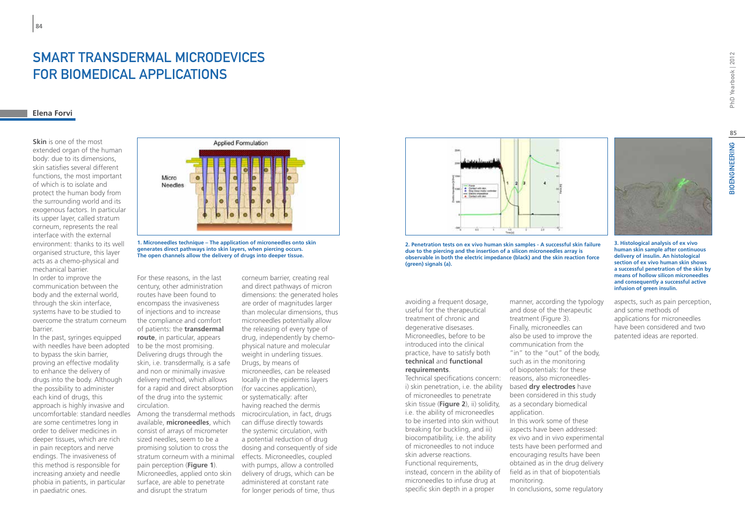# SMART TRANSDERMAL MICRODEVICES FOR BIOMEDICAL APPLICATIONS

**Elena Forvi**

**Skin** is one of the most extended organ of the human body: due to its dimensions, skin satisfies several different functions, the most important of which is to isolate and protect the human body from the surrounding world and its exogenous factors. In particular its upper layer, called stratum corneum, represents the real interface with the external environment: thanks to its well organised structure, this layer acts as a chemo-physical and mechanical barrier.

In order to improve the communication between the body and the external world, through the skin interface, systems have to be studied to overcome the stratum corneum barrier.

In the past, syringes equipped with needles have been adopted to bypass the skin barrier, proving an effective modality to enhance the delivery of drugs into the body. Although the possibility to administer each kind of drugs, this approach is highly invasive and uncomfortable: standard needles are some centimetres long in order to deliver medicines in deeper tissues, which are rich in pain receptors and nerve endings. The invasiveness of this method is responsible for increasing anxiety and needle phobia in patients, in particular in paediatric ones.

**1. Microneedles technique – The application of microneedles onto skin generates direct pathways into skin layers, when piercing occurs. The open channels allow the delivery of drugs into deeper tissue.**

For these reasons, in the last century, other administration routes have been found to encompass the invasiveness of injections and to increase the compliance and comfort of patients: the **transdermal route**, in particular, appears to be the most promising. Delivering drugs through the skin, i.e. transdermally, is a safe and non or minimally invasive delivery method, which allows for a rapid and direct absorption of the drug into the systemic circulation.

Among the transdermal methods available, **microneedles**, which consist of arrays of micrometer sized needles, seem to be a promising solution to cross the stratum corneum with a minimal pain perception (**Figure 1**). Microneedles, applied onto skin surface, are able to penetrate and disrupt the stratum corneum barrier, creating real and direct pathways of micron dimensions: the generated holes are order of magnitudes larger than molecular dimensions, thus microneedles potentially allow the releasing of every type of drug, independently by chemo-physical nature and molecular weight in underling tissues. Drugs, by means of microneedles, can be released locally in the epidermis layers (for vaccines application), or systematically: after having reached the dermis microcirculation, in fact, drugs can diffuse directly towards the systemic circulation, with a potential reduction of drug dosing and consequently of side effects. Microneedles, coupled with pumps, allow a controlled delivery of drugs, which can be administered at constant rate for longer periods of time, thus avoiding a frequent dosage, useful for the therapeutical treatment of chronic and degenerative diseases.

**2. Penetration tests on ex vivo human skin samples - A successful skin failure due to the piercing and the insertion of a silicon microneedles array is observable in both the electric impedance (black) and the skin reaction force (green) signals (a).**

Microneedles, before to be introduced into the clinical practice, have to satisfy both **technical** and **functional requirements**.

Technical specifications concern: i) skin penetration, i.e. the ability of microneedles to penetrate skin tissue (**Figure 2**), ii) solidity, i.e. the ability of microneedles to be inserted into skin without breaking for buckling, and iii) biocompatibility, i.e. the ability of microneedles to not induce skin adverse reactions.

Functional requirements, instead, concern in the ability of microneedles to infuse drug at specific skin depth in a proper manner, according the typology and dose of the therapeutic treatment (Figure 3).

Finally, microneedles can also be used to improve the communication from the "in" to the "out" of the body, such as in the monitoring of biopotentials: for these reasons, also microneedles-based **dry electrodes** have been considered in this study as a secondary biomedical application.

In this work some of these aspects have been addressed: ex vivo and in vivo experimental tests have been performed and encouraging results have been obtained as in the drug delivery field as in that of biopotentials monitoring.

In conclusions, some regulatory aspects, such as pain perception, and some methods of applications for microneedles have been considered and two patented ideas are reported.

**3. Histological analysis of ex vivo human skin sample after continuous delivery of insulin. An histological section of ex vivo human skin shows a successful penetration of the skin by means of hollow silicon microneedles and consequently a successful active infusion of green insulin.**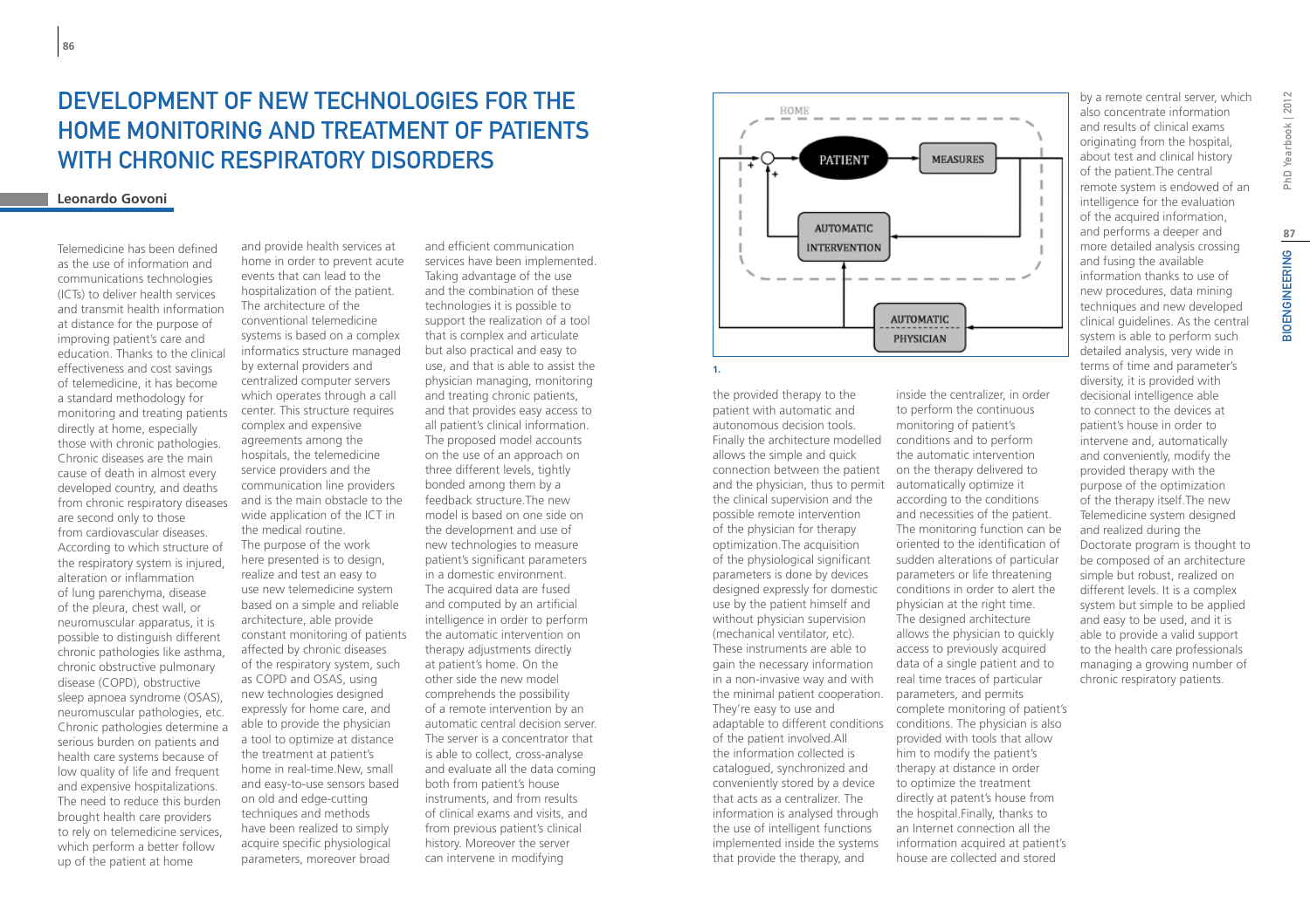# DEVELOPMENT OF NEW TECHNOLOGIES FOR THE HOME MONITORING AND TREATMENT OF PATIENTS WITH CHRONIC RESPIRATORY DISORDERS

**Leonardo Govoni**

Telemedicine has been defined as the use of information and communications technologies (ICTs) to deliver health services and transmit health information at distance for the purpose of improving patient's care and education. Thanks to the clinical effectiveness and cost savings of telemedicine, it has become a standard methodology for monitoring and treating patients directly at home, especially those with chronic pathologies. Chronic diseases are the main cause of death in almost every developed country, and deaths from chronic respiratory diseases are second only to those from cardiovascular diseases. According to which structure of the respiratory system is injured, alteration or inflammation of lung parenchyma, disease of the pleura, chest wall, or neuromuscular apparatus, it is possible to distinguish different chronic pathologies like asthma, chronic obstructive pulmonary disease (COPD), obstructive sleep apnoea syndrome (OSAS), neuromuscular pathologies, etc. Chronic pathologies determine a serious burden on patients and health care systems because of low quality of life and frequent and expensive hospitalizations. The need to reduce this burden brought health care providers to rely on telemedicine services, which perform a better follow up of the patient at home and provide health services at home in order to prevent acute events that can lead to the hospitalization of the patient. The architecture of the conventional telemedicine systems is based on a complex informatics structure managed by external providers and centralized computer servers which operates through a call center. This structure requires complex and expensive agreements among the hospitals, the telemedicine service providers and the communication line providers and is the main obstacle to the wide application of the ICT in the medical routine.

The purpose of the work here presented is to design, realize and test an easy to use new telemedicine system based on a simple and reliable architecture, able provide constant monitoring of patients affected by chronic diseases of the respiratory system, such as COPD and OSAS, using new technologies designed expressly for home care, and able to provide the physician a tool to optimize at distance the treatment at patient's home in real-time.New, small and easy-to-use sensors based on old and edge-cutting techniques and methods have been realized to simply acquire specific physiological parameters, moreover broad and efficient communication services have been implemented. Taking advantage of the use and the combination of these technologies it is possible to support the realization of a tool that is complex and articulate but also practical and easy to use, and that is able to assist the physician managing, monitoring and treating chronic patients, and that provides easy access to all patient's clinical information. The proposed model accounts on the use of an approach on three different levels, tightly bonded among them by a feedback structure.The new model is based on one side on the development and use of new technologies to measure patient's significant parameters in a domestic environment. The acquired data are fused and computed by an artificial intelligence in order to perform the automatic intervention on therapy adjustments directly at patient's home. On the other side the new model comprehends the possibility of a remote intervention by an automatic central decision server. The server is a concentrator that is able to collect, cross-analyse and evaluate all the data coming both from patient's house instruments, and from results of clinical exams and visits, and from previous patient's clinical history. Moreover the server can intervene in modifying the provided therapy to the patient with automatic and autonomous decision tools. Finally the architecture modelled allows the simple and quick connection between the patient and the physician, thus to permit the clinical supervision and the possible remote intervention of the physician for therapy optimization.The acquisition of the physiological significant parameters is done by devices designed expressly for domestic use by the patient himself and without physician supervision (mechanical ventilator, etc). These instruments are able to gain the necessary information in a non-invasive way and with the minimal patient cooperation. They're easy to use and adaptable to different conditions of the patient involved.All the information collected is catalogued, synchronized and conveniently stored by a device that acts as a centralizer. The information is analysed through the use of intelligent functions implemented inside the systems that provide the therapy, and inside the centralizer, in order to perform the continuous monitoring of patient's conditions and to perform the automatic intervention on the therapy delivered to automatically optimize it according to the conditions and necessities of the patient. The monitoring function can be oriented to the identification of sudden alterations of particular parameters or life threatening conditions in order to alert the physician at the right time. The designed architecture allows the physician to quickly access to previously acquired data of a single patient and to real time traces of particular parameters, and permits complete monitoring of patient's conditions. The physician is also provided with tools that allow him to modify the patient's therapy at distance in order to optimize the treatment directly at patent's house from the hospital.Finally, thanks to an Internet connection all the information acquired at patient's house are collected and stored by a remote central server, which also concentrate information and results of clinical exams originating from the hospital, about test and clinical history of the patient.The central remote system is endowed of an intelligence for the evaluation of the acquired information, and performs a deeper and more detailed analysis crossing and fusing the available information thanks to use of new procedures, data mining techniques and new developed clinical guidelines. As the central system is able to perform such detailed analysis, very wide in terms of time and parameter's diversity, it is provided with decisional intelligence able to connect to the devices at patient's house in order to intervene and, automatically and conveniently, modify the provided therapy with the purpose of the optimization of the therapy itself.The new Telemedicine system designed and realized during the Doctorate program is thought to be composed of an architecture simple but robust, realized on different levels. It is a complex system but simple to be applied and easy to be used, and it is able to provide a valid support to the health care professionals managing a growing number of chronic respiratory patients.

HOME — PATIENT — MEASURES — AUTOMATIC INTERVENTION — AUTOMATIC PHYSICIAN

1.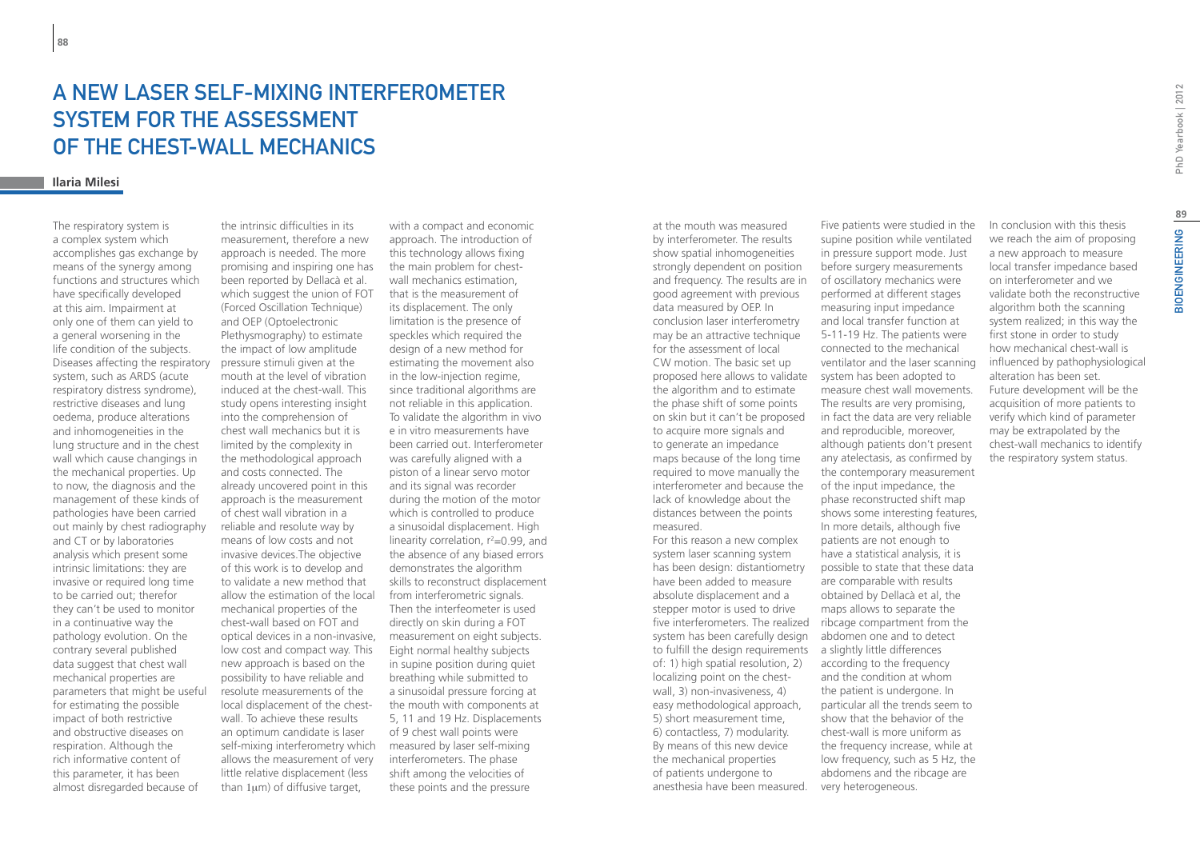# A NEW LASER SELF-MIXING INTERFEROMETER SYSTEM FOR THE ASSESSMENT OF THE CHEST-WALL MECHANICS

**Ilaria Milesi**

The respiratory system is a complex system which accomplishes gas exchange by means of the synergy among functions and structures which have specifically developed at this aim. Impairment at only one of them can yield to a general worsening in the life condition of the subjects. Diseases affecting the respiratory system, such as ARDS (acute respiratory distress syndrome), restrictive diseases and lung oedema, produce alterations and inhomogeneities in the lung structure and in the chest wall which cause changings in the mechanical properties. Up to now, the diagnosis and the management of these kinds of pathologies have been carried out mainly by chest radiography and CT or by laboratories analysis which present some intrinsic limitations: they are invasive or required long time to be carried out; therefor they can't be used to monitor in a continuative way the pathology evolution. On the contrary several published data suggest that chest wall mechanical properties are parameters that might be useful for estimating the possible impact of both restrictive and obstructive diseases on respiration. Although the rich informative content of this parameter, it has been almost disregarded because of the intrinsic difficulties in its measurement, therefore a new approach is needed. The more promising and inspiring one has been reported by Dellacà et al. which suggest the union of FOT (Forced Oscillation Technique) and OEP (Optoelectronic Plethysmography) to estimate the impact of low amplitude pressure stimuli given at the mouth at the level of vibration induced at the chest-wall. This study opens interesting insight into the comprehension of chest wall mechanics but it is limited by the complexity in the methodological approach and costs connected. The already uncovered point in this approach is the measurement of chest wall vibration in a reliable and resolute way by means of low costs and not invasive devices.The objective of this work is to develop and to validate a new method that allow the estimation of the local mechanical properties of the chest-wall based on FOT and optical devices in a non-invasive, low cost and compact way. This new approach is based on the possibility to have reliable and resolute measurements of the local displacement of the chest-wall. To achieve these results an optimum candidate is laser self-mixing interferometry which allows the measurement of very little relative displacement (less than 1μm) of diffusive target, with a compact and economic approach. The introduction of this technology allows fixing the main problem for chest-wall mechanics estimation, that is the measurement of its displacement. The only limitation is the presence of speckles which required the design of a new method for estimating the movement also in the low-injection regime, since traditional algorithms are not reliable in this application. To validate the algorithm in vivo e in vitro measurements have been carried out. Interferometer was carefully aligned with a piston of a linear servo motor and its signal was recorder during the motion of the motor which is controlled to produce a sinusoidal displacement. High linearity correlation, $r^2$=0.99, and the absence of any biased errors demonstrates the algorithm skills to reconstruct displacement from interferometric signals. Then the interfeometer is used directly on skin during a FOT measurement on eight subjects. Eight normal healthy subjects in supine position during quiet breathing while submitted to a sinusoidal pressure forcing at the mouth with components at 5, 11 and 19 Hz. Displacements of 9 chest wall points were measured by laser self-mixing interferometers. The phase shift among the velocities of these points and the pressure at the mouth was measured by interferometer. The results show spatial inhomogeneities strongly dependent on position and frequency. The results are in good agreement with previous data measured by OEP. In conclusion laser interferometry may be an attractive technique for the assessment of local CW motion. The basic set up proposed here allows to validate the algorithm and to estimate the phase shift of some points on skin but it can't be proposed to acquire more signals and to generate an impedance maps because of the long time required to move manually the interferometer and because the lack of knowledge about the distances between the points measured.

For this reason a new complex system laser scanning system has been design: distantiometry have been added to measure absolute displacement and a stepper motor is used to drive five interferometers. The realized system has been carefully design to fulfill the design requirements of: 1) high spatial resolution, 2) localizing point on the chest-wall, 3) non-invasiveness, 4) easy methodological approach, 5) short measurement time, 6) contactless, 7) modularity. By means of this new device the mechanical properties of patients undergone to anesthesia have been measured. Five patients were studied in the supine position while ventilated in pressure support mode. Just before surgery measurements of oscillatory mechanics were performed at different stages measuring input impedance and local transfer function at 5-11-19 Hz. The patients were connected to the mechanical ventilator and the laser scanning system has been adopted to measure chest wall movements. The results are very promising, in fact the data are very reliable and reproducible, moreover, although patients don't present any atelectasis, as confirmed by the contemporary measurement of the input impedance, the phase reconstructed shift map shows some interesting features, In more details, although five patients are not enough to have a statistical analysis, it is possible to state that these data are comparable with results obtained by Dellacà et al, the maps allows to separate the ribcage compartment from the abdomen one and to detect a slightly little differences according to the frequency and the condition at whom the patient is undergone. In particular all the trends seem to show that the behavior of the chest-wall is more uniform as the frequency increase, while at low frequency, such as 5 Hz, the abdomens and the ribcage are very heterogeneous.

In conclusion with this thesis we reach the aim of proposing a new approach to measure local transfer impedance based on interferometer and we validate both the reconstructive algorithm both the scanning system realized; in this way the first stone in order to study how mechanical chest-wall is influenced by pathophysiological alteration has been set. Future development will be the acquisition of more patients to verify which kind of parameter may be extrapolated by the chest-wall mechanics to identify the respiratory system status.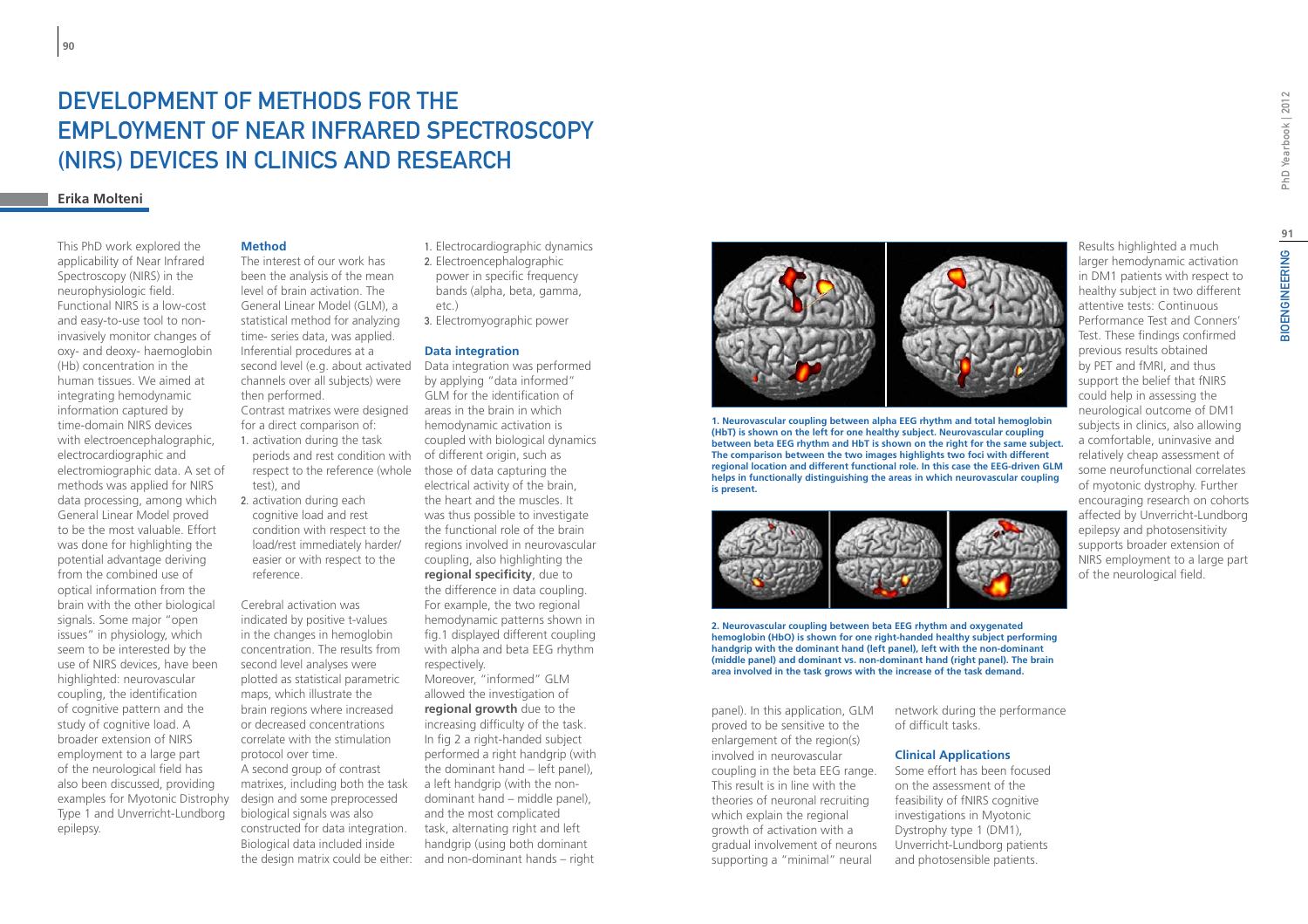# DEVELOPMENT OF METHODS FOR THE EMPLOYMENT OF NEAR INFRARED SPECTROSCOPY (NIRS) DEVICES IN CLINICS AND RESEARCH

**Erika Molteni**

This PhD work explored the applicability of Near Infrared Spectroscopy (NIRS) in the neurophysiologic field. Functional NIRS is a low-cost and easy-to-use tool to non-invasively monitor changes of oxy- and deoxy- haemoglobin (Hb) concentration in the human tissues. We aimed at integrating hemodynamic information captured by time-domain NIRS devices with electroencephalographic, electrocardiographic and electromiographic data. A set of methods was applied for NIRS data processing, among which General Linear Model proved to be the most valuable. Effort was done for highlighting the potential advantage deriving from the combined use of optical information from the brain with the other biological signals. Some major "open issues" in physiology, which seem to be interested by the use of NIRS devices, have been highlighted: neurovascular coupling, the identification of cognitive pattern and the study of cognitive load. A broader extension of NIRS employment to a large part of the neurological field has also been discussed, providing examples for Myotonic Dystrophy Type 1 and Unverricht-Lundborg epilepsy.

### Method

The interest of our work has been the analysis of the mean level of brain activation. The General Linear Model (GLM), a statistical method for analyzing time- series data, was applied. Inferential procedures at a second level (e.g. about activated channels over all subjects) were then performed.

Contrast matrixes were designed for a direct comparison of:

1. activation during the task periods and rest condition with respect to the reference (whole test), and
2. activation during each cognitive load and rest condition with respect to the load/rest immediately harder/ easier or with respect to the reference.

Cerebral activation was indicated by positive t-values in the changes in hemoglobin concentration. The results from second level analyses were plotted as statistical parametric maps, which illustrate the brain regions where increased or decreased concentrations correlate with the stimulation protocol over time.

A second group of contrast matrixes, including both the task design and some preprocessed biological signals was also constructed for data integration. Biological data included inside the design matrix could be either:

1. Electrocardiographic dynamics
2. Electroencephalographic power in specific frequency bands (alpha, beta, gamma, etc.)
3. Electromyographic power

### Data integration

Data integration was performed by applying "data informed" GLM for the identification of areas in the brain in which hemodynamic activation is coupled with biological dynamics of different origin, such as those of data capturing the electrical activity of the brain, the heart and the muscles. It was thus possible to investigate the functional role of the brain regions involved in neurovascular coupling, also highlighting the **regional specificity**, due to the difference in data coupling. For example, the two regional hemodynamic patterns shown in fig.1 displayed different coupling with alpha and beta EEG rhythm respectively.

Moreover, "informed" GLM allowed the investigation of **regional growth** due to the increasing difficulty of the task. In fig 2 a right-handed subject performed a right handgrip (with the dominant hand – left panel), a left handgrip (with the non-dominant hand – middle panel), and the most complicated task, alternating right and left handgrip (using both dominant and non-dominant hands – right panel). In this application, GLM proved to be sensitive to the enlargement of the region(s) involved in neurovascular coupling in the beta EEG range. This result is in line with the theories of neuronal recruiting which explain the regional growth of activation with a gradual involvement of neurons supporting a "minimal" neural network during the performance of difficult tasks.

**1. Neurovascular coupling between alpha EEG rhythm and total hemoglobin (HbT) is shown on the left for one healthy subject. Neurovascular coupling between beta EEG rhythm and HbT is shown on the right for the same subject. The comparison between the two images highlights two foci with different regional location and different functional role. In this case the EEG-driven GLM helps in functionally distinguishing the areas in which neurovascular coupling is present.**

**2. Neurovascular coupling between beta EEG rhythm and oxygenated hemoglobin (HbO) is shown for one right-handed healthy subject performing handgrip with the dominant hand (left panel), left with the non-dominant (middle panel) and dominant vs. non-dominant hand (right panel). The brain area involved in the task grows with the increase of the task demand.**

### Clinical Applications

Some effort has been focused on the assessment of the feasibility of fNIRS cognitive investigations in Myotonic Dystrophy type 1 (DM1), Unverricht-Lundborg patients and photosensible patients.

Results highlighted a much larger hemodynamic activation in DM1 patients with respect to healthy subject in two different attentive tests: Continuous Performance Test and Conners' Test. These findings confirmed previous results obtained by PET and fMRI, and thus support the belief that fNIRS could help in assessing the neurological outcome of DM1 subjects in clinics, also allowing a comfortable, uninvasive and relatively cheap assessment of some neurofunctional correlates of myotonic dystrophy. Further encouraging research on cohorts affected by Unverricht-Lundborg epilepsy and photosensitivity supports broader extension of NIRS employment to a large part of the neurological field.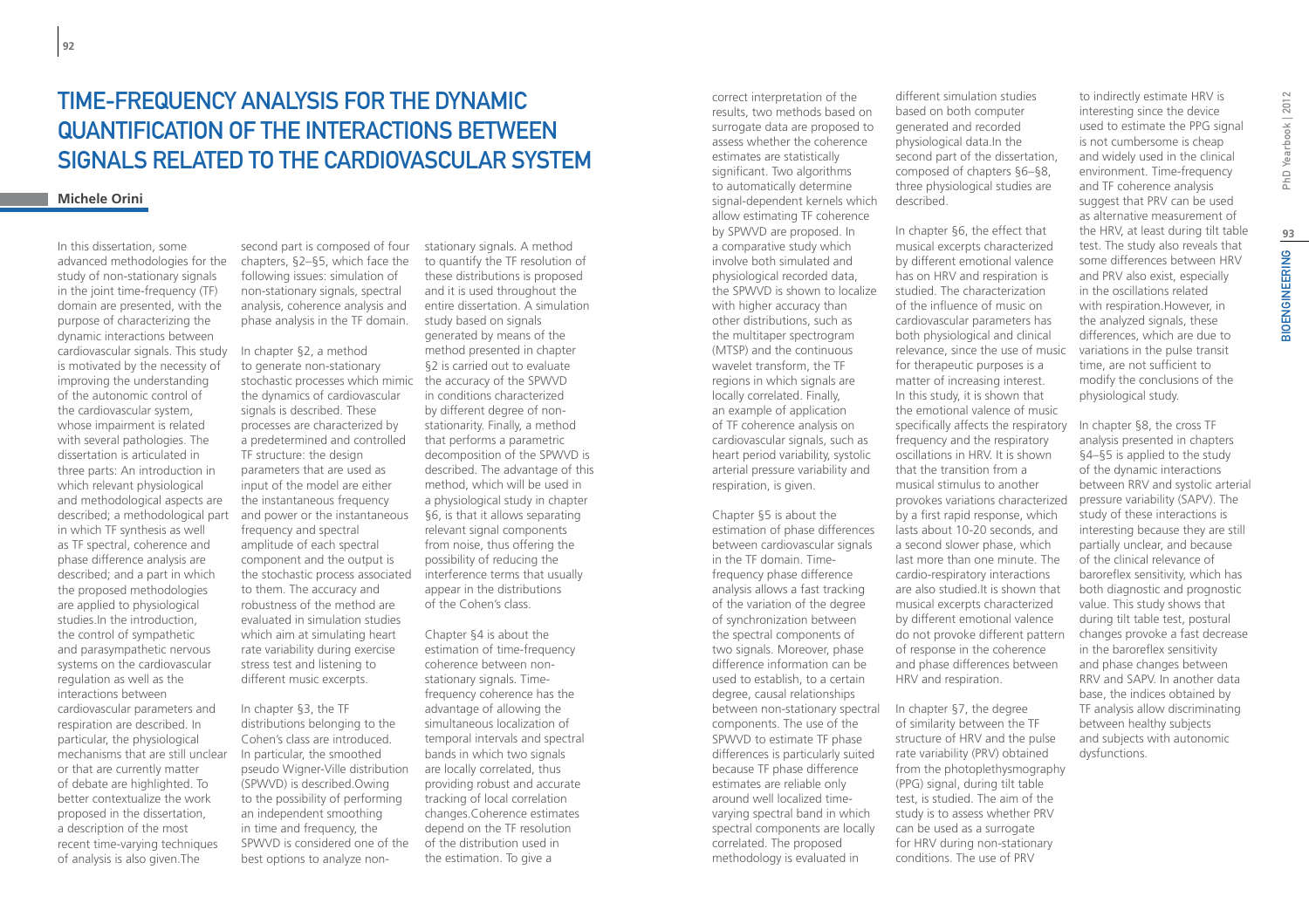# Time-Frequency Analysis for the Dynamic Quantification of the Interactions between Signals Related to the Cardiovascular System

**Michele Orini**

In this dissertation, some advanced methodologies for the study of non-stationary signals in the joint time-frequency (TF) domain are presented, with the purpose of characterizing the dynamic interactions between cardiovascular signals. This study is motivated by the necessity of improving the understanding of the autonomic control of the cardiovascular system, whose impairment is related with several pathologies. The dissertation is articulated in three parts: An introduction in which relevant physiological and methodological aspects are described; a methodological part in which TF synthesis as well as TF spectral, coherence and phase difference analysis are described; and a part in which the proposed methodologies are applied to physiological studies.In the introduction, the control of sympathetic and parasympathetic nervous systems on the cardiovascular regulation as well as the interactions between cardiovascular parameters and respiration are described. In particular, the physiological mechanisms that are still unclear or that are currently matter of debate are highlighted. To better contextualize the work proposed in the dissertation, a description of the most recent time-varying techniques of analysis is also given.The second part is composed of four chapters, §2–§5, which face the following issues: simulation of non-stationary signals, spectral analysis, coherence analysis and phase analysis in the TF domain.

In chapter §2, a method to generate non-stationary stochastic processes which mimic the dynamics of cardiovascular signals is described. These processes are characterized by a predetermined and controlled TF structure: the design parameters that are used as input of the model are either the instantaneous frequency and power or the instantaneous frequency and spectral amplitude of each spectral component and the output is the stochastic process associated to them. The accuracy and robustness of the method are evaluated in simulation studies which aim at simulating heart rate variability during exercise stress test and listening to different music excerpts.

In chapter §3, the TF distributions belonging to the Cohen's class are introduced. In particular, the smoothed pseudo Wigner-Ville distribution (SPWVD) is described.Owing to the possibility of performing an independent smoothing in time and frequency, the SPWVD is considered one of the best options to analyze non-stationary signals. A method to quantify the TF resolution of these distributions is proposed and it is used throughout the entire dissertation. A simulation study based on signals generated by means of the method presented in chapter §2 is carried out to evaluate the accuracy of the SPWVD in conditions characterized by different degree of non-stationarity. Finally, a method that performs a parametric decomposition of the SPWVD is described. The advantage of this method, which will be used in a physiological study in chapter §6, is that it allows separating relevant signal components from noise, thus offering the possibility of reducing the interference terms that usually appear in the distributions of the Cohen's class.

Chapter §4 is about the estimation of time-frequency coherence between non-stationary signals. Time-frequency coherence has the advantage of allowing the simultaneous localization of temporal intervals and spectral bands in which two signals are locally correlated, thus providing robust and accurate tracking of local correlation changes.Coherence estimates depend on the TF resolution of the distribution used in the estimation. To give a correct interpretation of the results, two methods based on surrogate data are proposed to assess whether the coherence estimates are statistically significant. Two algorithms to automatically determine signal-dependent kernels which allow estimating TF coherence by SPWVD are proposed. In a comparative study which involve both simulated and physiological recorded data, the SPWVD is shown to localize with higher accuracy than other distributions, such as the multitaper spectrogram (MTSP) and the continuous wavelet transform, the TF regions in which signals are locally correlated. Finally, an example of application of TF coherence analysis on cardiovascular signals, such as heart period variability, systolic arterial pressure variability and respiration, is given.

Chapter §5 is about the estimation of phase differences between cardiovascular signals in the TF domain. Time-frequency phase difference analysis allows a fast tracking of the variation of the degree of synchronization between the spectral components of two signals. Moreover, phase difference information can be used to establish, to a certain degree, causal relationships between non-stationary spectral components. The use of the SPWVD to estimate TF phase differences is particularly suited because TF phase difference estimates are reliable only around well localized time-varying spectral band in which spectral components are locally correlated. The proposed methodology is evaluated in different simulation studies based on both computer generated and recorded physiological data.In the second part of the dissertation, composed of chapters §6–§8, three physiological studies are described.

In chapter §6, the effect that musical excerpts characterized by different emotional valence has on HRV and respiration is studied. The characterization of the influence of music on cardiovascular parameters has both physiological and clinical relevance, since the use of music for therapeutic purposes is a matter of increasing interest. In this study, it is shown that the emotional valence of music specifically affects the respiratory frequency and the respiratory oscillations in HRV. It is shown that the transition from a musical stimulus to another provokes variations characterized by a first rapid response, which lasts about 10-20 seconds, and a second slower phase, which last more than one minute. The cardio-respiratory interactions are also studied.It is shown that musical excerpts characterized by different emotional valence do not provoke different pattern of response in the coherence and phase differences between HRV and respiration.

In chapter §7, the degree of similarity between the TF structure of HRV and the pulse rate variability (PRV) obtained from the photoplethysmography (PPG) signal, during tilt table test, is studied. The aim of the study is to assess whether PRV can be used as a surrogate for HRV during non-stationary conditions. The use of PRV to indirectly estimate HRV is interesting since the device used to estimate the PPG signal is not cumbersome is cheap and widely used in the clinical environment. Time-frequency and TF coherence analysis suggest that PRV can be used as alternative measurement of the HRV, at least during tilt table test. The study also reveals that some differences between HRV and PRV also exist, especially in the oscillations related with respiration.However, in the analyzed signals, these differences, which are due to variations in the pulse transit time, are not sufficient to modify the conclusions of the physiological study.

In chapter §8, the cross TF analysis presented in chapters §4–§5 is applied to the study of the dynamic interactions between RRV and systolic arterial pressure variability (SAPV). The study of these interactions is interesting because they are still partially unclear, and because of the clinical relevance of baroreflex sensitivity, which has both diagnostic and prognostic value. This study shows that during tilt table test, postural changes provoke a fast decrease in the baroreflex sensitivity and phase changes between RRV and SAPV. In another data base, the indices obtained by TF analysis allow discriminating between healthy subjects and subjects with autonomic dysfunctions.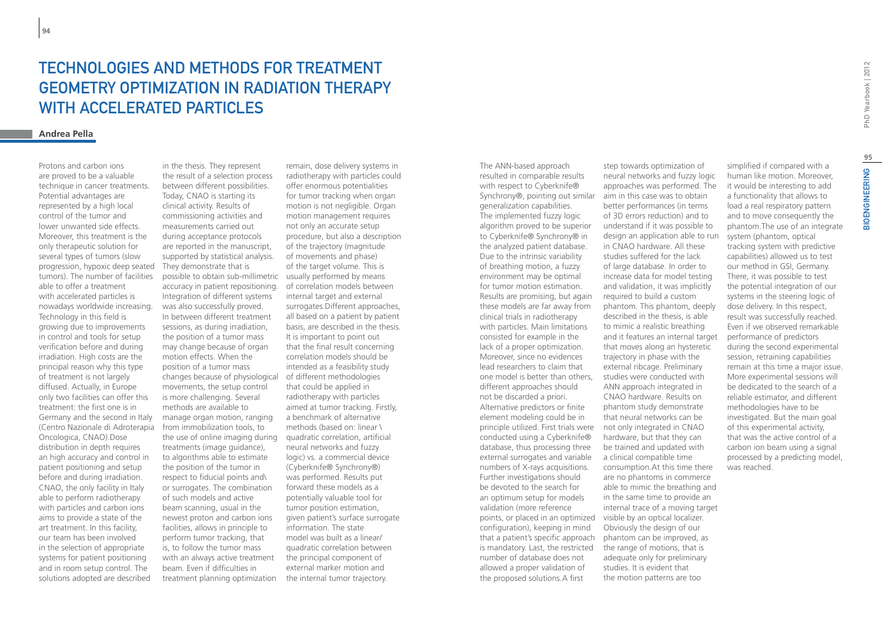# Technologies and Methods for Treatment Geometry Optimization in Radiation Therapy with Accelerated Particles

**Andrea Pella**

Protons and carbon ions are proved to be a valuable technique in cancer treatments. Potential advantages are represented by a high local control of the tumor and lower unwanted side effects. Moreover, this treatment is the only therapeutic solution for several types of tumors (slow progression, hypoxic deep seated tumors). The number of facilities able to offer a treatment with accelerated particles is nowadays worldwide increasing. Technology in this field is growing due to improvements in control and tools for setup verification before and during irradiation. High costs are the principal reason why this type of treatment is not largely diffused. Actually, in Europe only two facilities can offer this treatment: the first one is in Germany and the second in Italy (Centro Nazionale di Adroterapia Oncologica, CNAO).Dose distribution in depth requires an high accuracy and control in patient positioning and setup before and during irradiation. CNAO, the only facility in Italy able to perform radiotherapy with particles and carbon ions aims to provide a state of the art treatment. In this facility, our team has been involved in the selection of appropriate systems for patient positioning and in room setup control. The solutions adopted are described in the thesis. They represent the result of a selection process between different possibilities. Today, CNAO is starting its clinical activity. Results of commissioning activities and measurements carried out during acceptance protocols are reported in the manuscript, supported by statistical analysis. They demonstrate that is possible to obtain sub-millimetric accuracy in patient repositioning. Integration of different systems was also successfully proved. In between different treatment sessions, as during irradiation, the position of a tumor mass may change because of organ motion effects. When the position of a tumor mass changes because of physiological movements, the setup control is more challenging. Several methods are available to manage organ motion, ranging from immobilization tools, to the use of online imaging during treatments (image guidance), to algorithms able to estimate the position of the tumor in respect to fiducial points and\ or surrogates. The combination of such models and active beam scanning, usual in the newest proton and carbon ions facilities, allows in principle to perform tumor tracking, that is, to follow the tumor mass with an always active treatment beam. Even if difficulties in treatment planning optimization remain, dose delivery systems in radiotherapy with particles could offer enormous potentialities for tumor tracking when organ motion is not negligible. Organ motion management requires not only an accurate setup procedure, but also a description of the trajectory (magnitude of movements and phase) of the target volume. This is usually performed by means of correlation models between internal target and external surrogates.Different approaches, all based on a patient by patient basis, are described in the thesis. It is important to point out that the final result concerning correlation models should be intended as a feasibility study of different methodologies that could be applied in radiotherapy with particles aimed at tumor tracking. Firstly, a benchmark of alternative methods (based on: linear \ quadratic correlation, artificial neural networks and fuzzy logic) vs. a commercial device (Cyberknife® Synchrony®) was performed. Results put forward these models as a potentially valuable tool for tumor position estimation, given patient's surface surrogate information. The state model was built as a linear/ quadratic correlation between the principal component of external marker motion and the internal tumor trajectory.

The ANN-based approach resulted in comparable results with respect to Cyberknife® Synchrony®, pointing out similar generalization capabilities. The implemented fuzzy logic algorithm proved to be superior to Cyberknife® Synchrony® in the analyzed patient database. Due to the intrinsic variability of breathing motion, a fuzzy environment may be optimal for tumor motion estimation. Results are promising, but again these models are far away from clinical trials in radiotherapy with particles. Main limitations consisted for example in the lack of a proper optimization. Moreover, since no evidences lead researchers to claim that one model is better than others, different approaches should not be discarded a priori. Alternative predictors or finite element modeling could be in principle utilized. First trials were conducted using a Cyberknife® database, thus processing three external surrogates and variable numbers of X-rays acquisitions. Further investigations should be devoted to the search for an optimum setup for models validation (more reference points, or placed in an optimized configuration), keeping in mind that a patient's specific approach is mandatory. Last, the restricted number of database does not allowed a proper validation of the proposed solutions.A first step towards optimization of neural networks and fuzzy logic approaches was performed. The aim in this case was to obtain better performances (in terms of 3D errors reduction) and to understand if it was possible to design an application able to run in CNAO hardware. All these studies suffered for the lack of large database. In order to increase data for model testing and validation, it was implicitly required to build a custom phantom. This phantom, deeply described in the thesis, is able to mimic a realistic breathing and it features an internal target that moves along an hysteretic trajectory in phase with the external ribcage. Preliminary studies were conducted with ANN approach integrated in CNAO hardware. Results on phantom study demonstrate that neural networks can be not only integrated in CNAO hardware, but that they can be trained and updated with a clinical compatible time consumption.At this time there are no phantoms in commerce able to mimic the breathing and in the same time to provide an internal trace of a moving target visible by an optical localizer. Obviously the design of our phantom can be improved, as the range of motions, that is adequate only for preliminary studies. It is evident that the motion patterns are too simplified if compared with a human like motion. Moreover, it would be interesting to add a functionality that allows to load a real respiratory pattern and to move consequently the phantom.The use of an integrate system (phantom, optical tracking system with predictive capabilities) allowed us to test our method in GSI, Germany. There, it was possible to test the potential integration of our systems in the steering logic of dose delivery. In this respect, result was successfully reached. Even if we observed remarkable performance of predictors during the second experimental session, retraining capabilities remain at this time a major issue. More experimental sessions will be dedicated to the search of a reliable estimator, and different methodologies have to be investigated. But the main goal of this experimental activity, that was the active control of a carbon ion beam using a signal processed by a predicting model, was reached.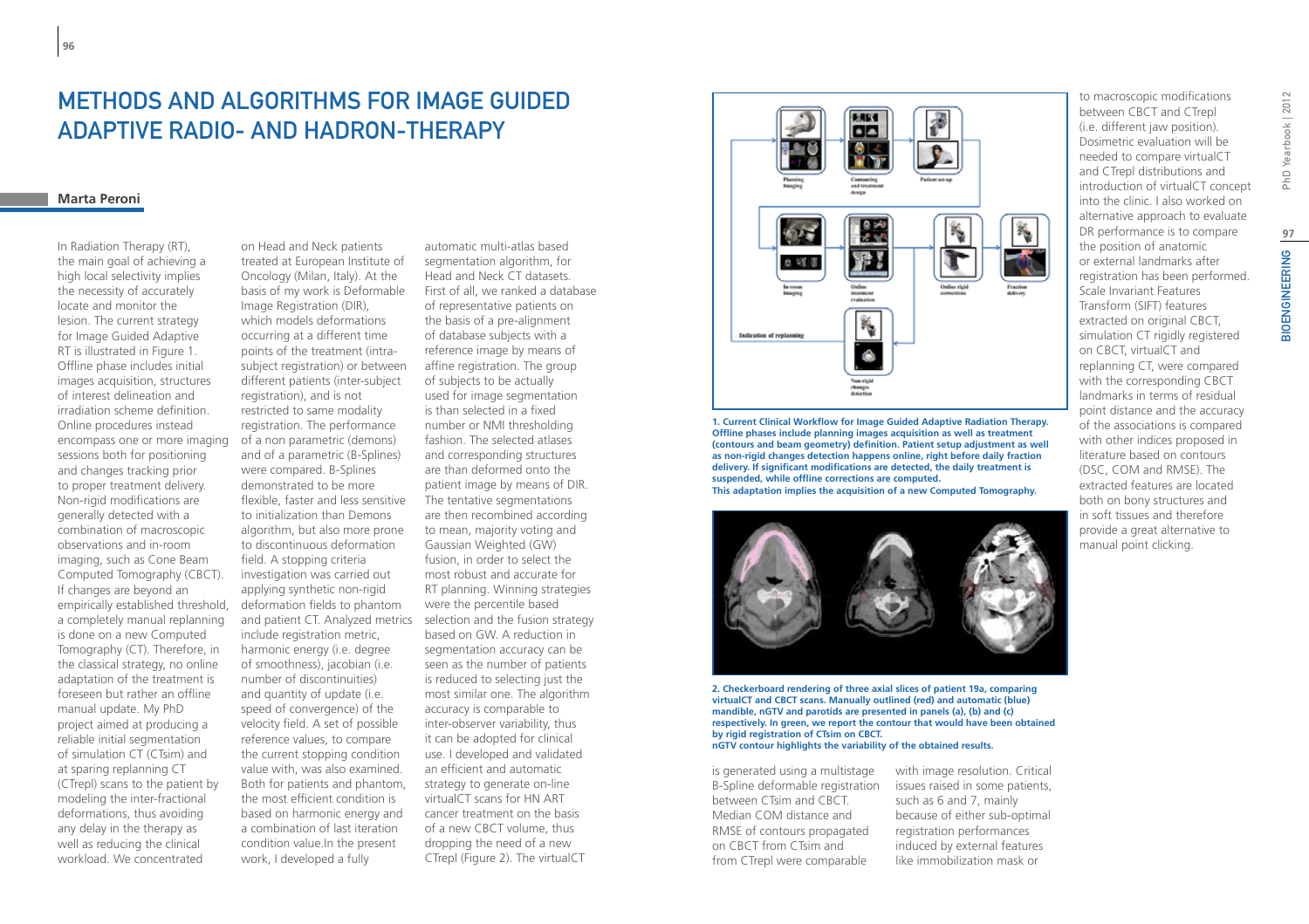# METHODS AND ALGORITHMS FOR IMAGE GUIDED ADAPTIVE RADIO- AND HADRON-THERAPY

**Marta Peroni**

In Radiation Therapy (RT), the main goal of achieving a high local selectivity implies the necessity of accurately locate and monitor the lesion. The current strategy for Image Guided Adaptive RT is illustrated in Figure 1. Offline phase includes initial images acquisition, structures of interest delineation and irradiation scheme definition. Online procedures instead encompass one or more imaging sessions both for positioning and changes tracking prior to proper treatment delivery. Non-rigid modifications are generally detected with a combination of macroscopic observations and in-room imaging, such as Cone Beam Computed Tomography (CBCT). If changes are beyond an empirically established threshold, a completely manual replanning is done on a new Computed Tomography (CT). Therefore, in the classical strategy, no online adaptation of the treatment is foreseen but rather an offline manual update. My PhD project aimed at producing a reliable initial segmentation of simulation CT (CTsim) and at sparing replanning CT (CTrepl) scans to the patient by modeling the inter-fractional deformations, thus avoiding any delay in the therapy as well as reducing the clinical workload. We concentrated on Head and Neck patients treated at European Institute of Oncology (Milan, Italy). At the basis of my work is Deformable Image Registration (DIR), which models deformations occurring at a different time points of the treatment (intra-subject registration) or between different patients (inter-subject registration), and is not restricted to same modality registration. The performance of a non parametric (demons) and of a parametric (B-Splines) were compared. B-Splines demonstrated to be more flexible, faster and less sensitive to initialization than Demons algorithm, but also more prone to discontinuous deformation field. A stopping criteria investigation was carried out applying synthetic non-rigid deformation fields to phantom and patient CT. Analyzed metrics include registration metric, harmonic energy (i.e. degree of smoothness), jacobian (i.e. number of discontinuities) and quantity of update (i.e. speed of convergence) of the velocity field. A set of possible reference values, to compare the current stopping condition value with, was also examined. Both for patients and phantom, the most efficient condition is based on harmonic energy and a combination of last iteration condition value.In the present work, I developed a fully automatic multi-atlas based segmentation algorithm, for Head and Neck CT datasets. First of all, we ranked a database of representative patients on the basis of a pre-alignment of database subjects with a reference image by means of affine registration. The group of subjects to be actually used for image segmentation is than selected in a fixed number or NMI thresholding fashion. The selected atlases and corresponding structures are than deformed onto the patient image by means of DIR. The tentative segmentations are then recombined according to mean, majority voting and Gaussian Weighted (GW) fusion, in order to select the most robust and accurate for RT planning. Winning strategies were the percentile based selection and the fusion strategy based on GW. A reduction in segmentation accuracy can be seen as the number of patients is reduced to selecting just the most similar one. The algorithm accuracy is comparable to inter-observer variability, thus it can be adopted for clinical use. I developed and validated an efficient and automatic strategy to generate on-line virtualCT scans for HN ART cancer treatment on the basis of a new CBCT volume, thus dropping the need of a new CTrepl (Figure 2). The virtualCT is generated using a multistage B-Spline deformable registration between CTsim and CBCT. Median COM distance and RMSE of contours propagated on CBCT from CTsim and from CTrepl were comparable with image resolution. Critical issues raised in some patients, such as 6 and 7, mainly because of either sub-optimal registration performances induced by external features like immobilization mask or to macroscopic modifications between CBCT and CTrepl (i.e. different jaw position). Dosimetric evaluation will be needed to compare virtualCT and CTrepl distributions and introduction of virtualCT concept into the clinic. I also worked on alternative approach to evaluate DR performance is to compare the position of anatomic or external landmarks after registration has been performed. Scale Invariant Features Transform (SIFT) features extracted on original CBCT, simulation CT rigidly registered on CBCT, virtualCT and replanning CT, were compared with the corresponding CBCT landmarks in terms of residual point distance and the accuracy of the associations is compared with other indices proposed in literature based on contours (DSC, COM and RMSE). The extracted features are located both on bony structures and in soft tissues and therefore provide a great alternative to manual point clicking.

**1. Current Clinical Workflow for Image Guided Adaptive Radiation Therapy. Offline phases include planning images acquisition as well as treatment (contours and beam geometry) definition. Patient setup adjustment as well as non-rigid changes detection happens online, right before daily fraction delivery. If significant modifications are detected, the daily treatment is suspended, while offline corrections are computed. This adaptation implies the acquisition of a new Computed Tomography.**

**2. Checkerboard rendering of three axial slices of patient 19a, comparing virtualCT and CBCT scans. Manually outlined (red) and automatic (blue) mandible, nGTV and parotids are presented in panels (a), (b) and (c) respectively. In green, we report the contour that would have been obtained by rigid registration of CTsim on CBCT. nGTV contour highlights the variability of the obtained results.**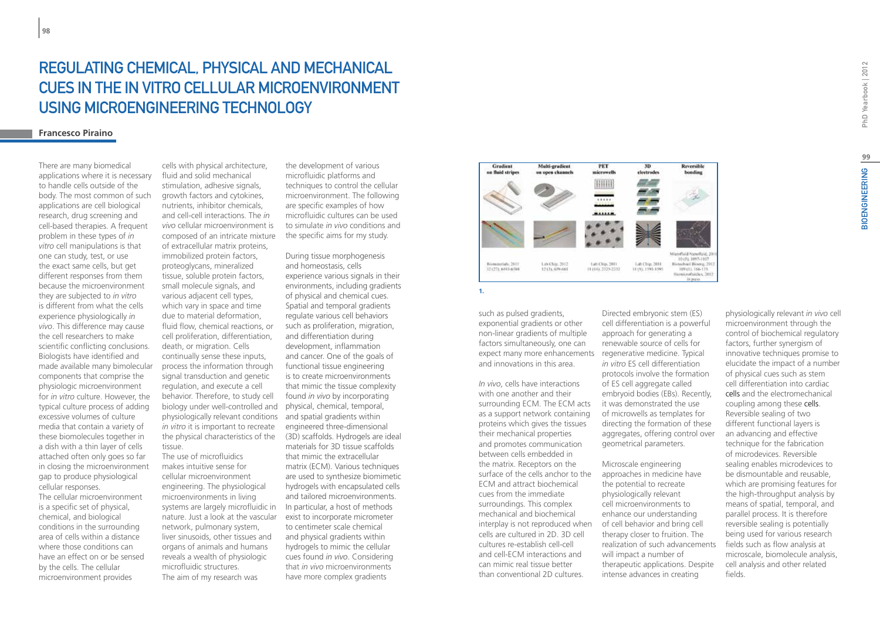# REGULATING CHEMICAL, PHYSICAL AND MECHANICAL CUES IN THE IN VITRO CELLULAR MICROENVIRONMENT USING MICROENGINEERING TECHNOLOGY

**Francesco Piraino**

There are many biomedical applications where it is necessary to handle cells outside of the body. The most common of such applications are cell biological research, drug screening and cell-based therapies. A frequent problem in these types of *in vitro* cell manipulations is that one can study, test, or use the exact same cells, but get different responses from them because the microenvironment they are subjected to *in vitro* is different from what the cells experience physiologically *in vivo*. This difference may cause the cell researchers to make scientific conflicting conclusions. Biologists have identified and made available many bimolecular components that comprise the physiologic microenvironment for *in vitro* culture. However, the typical culture process of adding excessive volumes of culture media that contain a variety of these biomolecules together in a dish with a thin layer of cells attached often only goes so far in closing the microenvironment gap to produce physiological cellular responses.

The cellular microenvironment is a specific set of physical, chemical, and biological conditions in the surrounding area of cells within a distance where those conditions can have an effect on or be sensed by the cells. The cellular microenvironment provides cells with physical architecture, fluid and solid mechanical stimulation, adhesive signals, growth factors and cytokines, nutrients, inhibitor chemicals, and cell-cell interactions. The *in vivo* cellular microenvironment is composed of an intricate mixture of extracellular matrix proteins, immobilized protein factors, proteoglycans, mineralized tissue, soluble protein factors, small molecule signals, and various adjacent cell types, which vary in space and time due to material deformation, fluid flow, chemical reactions, or cell proliferation, differentiation, death, or migration. Cells continually sense these inputs, process the information through signal transduction and genetic regulation, and execute a cell behavior. Therefore, to study cell biology under well-controlled and physiologically relevant conditions *in vitro* it is important to recreate the physical characteristics of the tissue.

The use of microfluidics makes intuitive sense for cellular microenvironment engineering. The physiological microenvironments in living systems are largely microfluidic in nature. Just a look at the vascular network, pulmonary system, liver sinusoids, other tissues and organs of animals and humans reveals a wealth of physiologic microfluidic structures.

The aim of my research was the development of various microfluidic platforms and techniques to control the cellular microenvironment. The following are specific examples of how microfluidic cultures can be used to simulate *in vivo* conditions and the specific aims for my study.

During tissue morphogenesis and homeostasis, cells experience various signals in their environments, including gradients of physical and chemical cues. Spatial and temporal gradients regulate various cell behaviors such as proliferation, migration, and differentiation during development, inflammation and cancer. One of the goals of functional tissue engineering is to create microenvironments that mimic the tissue complexity found *in vivo* by incorporating physical, chemical, temporal, and spatial gradients within engineered three-dimensional (3D) scaffolds. Hydrogels are ideal materials for 3D tissue scaffolds that mimic the extracellular matrix (ECM). Various techniques are used to synthesize biomimetic hydrogels with encapsulated cells and tailored microenvironments. In particular, a host of methods exist to incorporate micrometer to centimeter scale chemical and physical gradients within hydrogels to mimic the cellular cues found *in vivo*. Considering that *in vivo* microenvironments have more complex gradients such as pulsed gradients, exponential gradients or other non-linear gradients of multiple factors simultaneously, one can expect many more enhancements and innovations in this area.

Gradient on fluid stripes | Multi-gradient on open channels | PET microwells | 3D electrodes | Reversible bonding

Biomaterials, 2011 32 (27), 6493-6504
Lab Chip, 2012 12 (3), 659-661
Lab Chip, 2011 11 (14), 2329-2332
Lab Chip, 2011 11 (9), 1593-1595
Microfluid Nanofluid, 2011 10 (5), 1097-1107
Biotechnol Bioeng, 2012 109 (1), 166-175
Biomicrofluidics, 2012 in press

1.

*In vivo*, cells have interactions with one another and their surrounding ECM. The ECM acts as a support network containing proteins which gives the tissues their mechanical properties and promotes communication between cells embedded in the matrix. Receptors on the surface of the cells anchor to the ECM and attract biochemical cues from the immediate surroundings. This complex mechanical and biochemical interplay is not reproduced when cells are cultured in 2D. 3D cell cultures re-establish cell-cell and cell-ECM interactions and can mimic real tissue better than conventional 2D cultures.

Directed embryonic stem (ES) cell differentiation is a powerful approach for generating a renewable source of cells for regenerative medicine. Typical *in vitro* ES cell differentiation protocols involve the formation of ES cell aggregate called embryoid bodies (EBs). Recently, it was demonstrated the use of microwells as templates for directing the formation of these aggregates, offering control over geometrical parameters.

Microscale engineering approaches in medicine have the potential to recreate physiologically relevant cell microenvironments to enhance our understanding of cell behavior and bring cell therapy closer to fruition. The realization of such advancements will impact a number of therapeutic applications. Despite intense advances in creating physiologically relevant *in vivo* cell microenvironment through the control of biochemical regulatory factors, further synergism of innovative techniques promise to elucidate the impact of a number of physical cues such as stem cell differentiation into cardiac cells and the electromechanical coupling among these cells.

Reversible sealing of two different functional layers is an advancing and effective technique for the fabrication of microdevices. Reversible sealing enables microdevices to be dismountable and reusable, which are promising features for the high-throughput analysis by means of spatial, temporal, and parallel process. It is therefore reversible sealing is potentially being used for various research fields such as flow analysis at microscale, biomolecule analysis, cell analysis and other related fields.